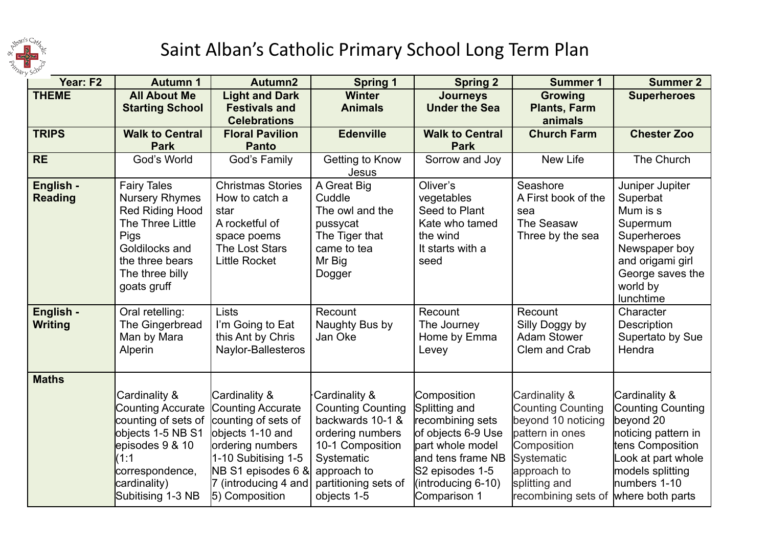# Saint Alban's Catholic Primary School Long Term Plan

| Year: F2 | Autumn 1 | Autumn2 | Spring 1 | Spring 2 | Summer 1 | Summer 2 |
|---|---|---|---|---|---|---|
| **THEME** | **All About Me Starting School** | **Light and Dark Festivals and Celebrations** | **Winter Animals** | **Journeys Under the Sea** | **Growing Plants, Farm animals** | **Superheroes** |
| **TRIPS** | **Walk to Central Park** | **Floral Pavilion Panto** | **Edenville** | **Walk to Central Park** | **Church Farm** | **Chester Zoo** |
| **RE** | God's World | God's Family | Getting to Know Jesus | Sorrow and Joy | New Life | The Church |
| **English - Reading** | Fairy Tales Nursery Rhymes Red Riding Hood The Three Little Pigs Goldilocks and the three bears The three billy goats gruff | Christmas Stories How to catch a star A rocketful of space poems The Lost Stars Little Rocket | A Great Big Cuddle The owl and the pussycat The Tiger that came to tea Mr Big Dogger | Oliver's vegetables Seed to Plant Kate who tamed the wind It starts with a seed | Seashore A First book of the sea The Seasaw Three by the sea | Juniper Jupiter Superbat Mum is s Supermum Superheroes Newspaper boy and origami girl George saves the world by lunchtime |
| **English - Writing** | Oral retelling: The Gingerbread Man by Mara Alperin | Lists I'm Going to Eat this Ant by Chris Naylor-Ballesteros | Recount Naughty Bus by Jan Oke | Recount The Journey Home by Emma Levey | Recount Silly Doggy by Adam Stower Clem and Crab | Character Description Supertato by Sue Hendra |
| **Maths** | Cardinality & Counting Accurate counting of sets of objects 1-5 NB S1 episodes 9 & 10 (1:1 correspondence, cardinality) Subitising 1-3 NB | Cardinality & Counting Accurate counting of sets of objects 1-10 and ordering numbers 1-10 Subitising 1-5 NB S1 episodes 6 & 7 (introducing 4 and 5) Composition | Cardinality & Counting Counting backwards 10-1 & ordering numbers 10-1 Composition Systematic approach to partitioning sets of objects 1-5 | Composition Splitting and recombining sets of objects 6-9 Use part whole model and tens frame NB S2 episodes 1-5 (introducing 6-10) Comparison 1 | Cardinality & Counting Counting beyond 10 noticing pattern in ones Composition Systematic approach to splitting and recombining sets of | Cardinality & Counting Counting beyond 20 noticing pattern in tens Composition Look at part whole models splitting numbers 1-10 where both parts |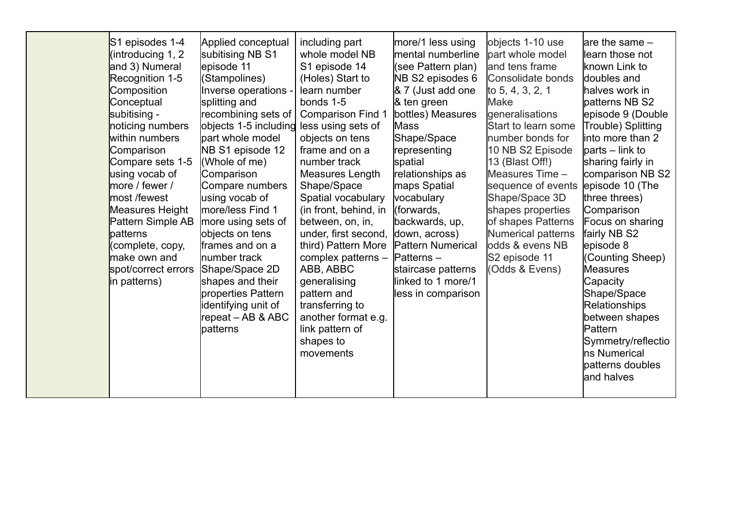|  | S1 episodes 1-4 (introducing 1, 2 and 3) Numeral Recognition 1-5 Composition Conceptual subitising - noticing numbers within numbers Comparison Compare sets 1-5 using vocab of more / fewer / most /fewest Measures Height Pattern Simple AB patterns (complete, copy, make own and spot/correct errors in patterns) | Applied conceptual subitising NB S1 episode 11 (Stampolines) Inverse operations - splitting and recombining sets of objects 1-5 including part whole model NB S1 episode 12 (Whole of me) Comparison Compare numbers using vocab of more/less Find 1 more using sets of objects on tens frames and on a number track Shape/Space 2D shapes and their properties Pattern identifying unit of repeat – AB & ABC patterns | including part whole model NB S1 episode 14 (Holes) Start to learn number bonds 1-5 Comparison Find 1 less using sets of objects on tens frame and on a number track Measures Length Shape/Space Spatial vocabulary (in front, behind, in between, on, in, under, first second, third) Pattern More complex patterns – ABB, ABBC generalising pattern and transferring to another format e.g. link pattern of shapes to movements | more/1 less using mental numberline (see Pattern plan) NB S2 episodes 6 & 7 (Just add one & ten green bottles) Measures Mass Shape/Space representing spatial relationships as maps Spatial vocabulary (forwards, backwards, up, down, across) Pattern Numerical Patterns – staircase patterns linked to 1 more/1 less in comparison | objects 1-10 use part whole model and tens frame Consolidate bonds to 5, 4, 3, 2, 1 Make generalisations Start to learn some number bonds for 10 NB S2 Episode 13 (Blast Off!) Measures Time – sequence of events Shape/Space 3D shapes properties of shapes Patterns Numerical patterns odds & evens NB S2 episode 11 (Odds & Evens) | are the same – learn those not known Link to doubles and halves work in patterns NB S2 episode 9 (Double Trouble) Splitting into more than 2 parts – link to sharing fairly in comparison NB S2 episode 10 (The three threes) Comparison Focus on sharing fairly NB S2 episode 8 (Counting Sheep) Measures Capacity Shape/Space Relationships between shapes Pattern Symmetry/reflections Numerical patterns doubles and halves |
|---|---|---|---|---|---|---|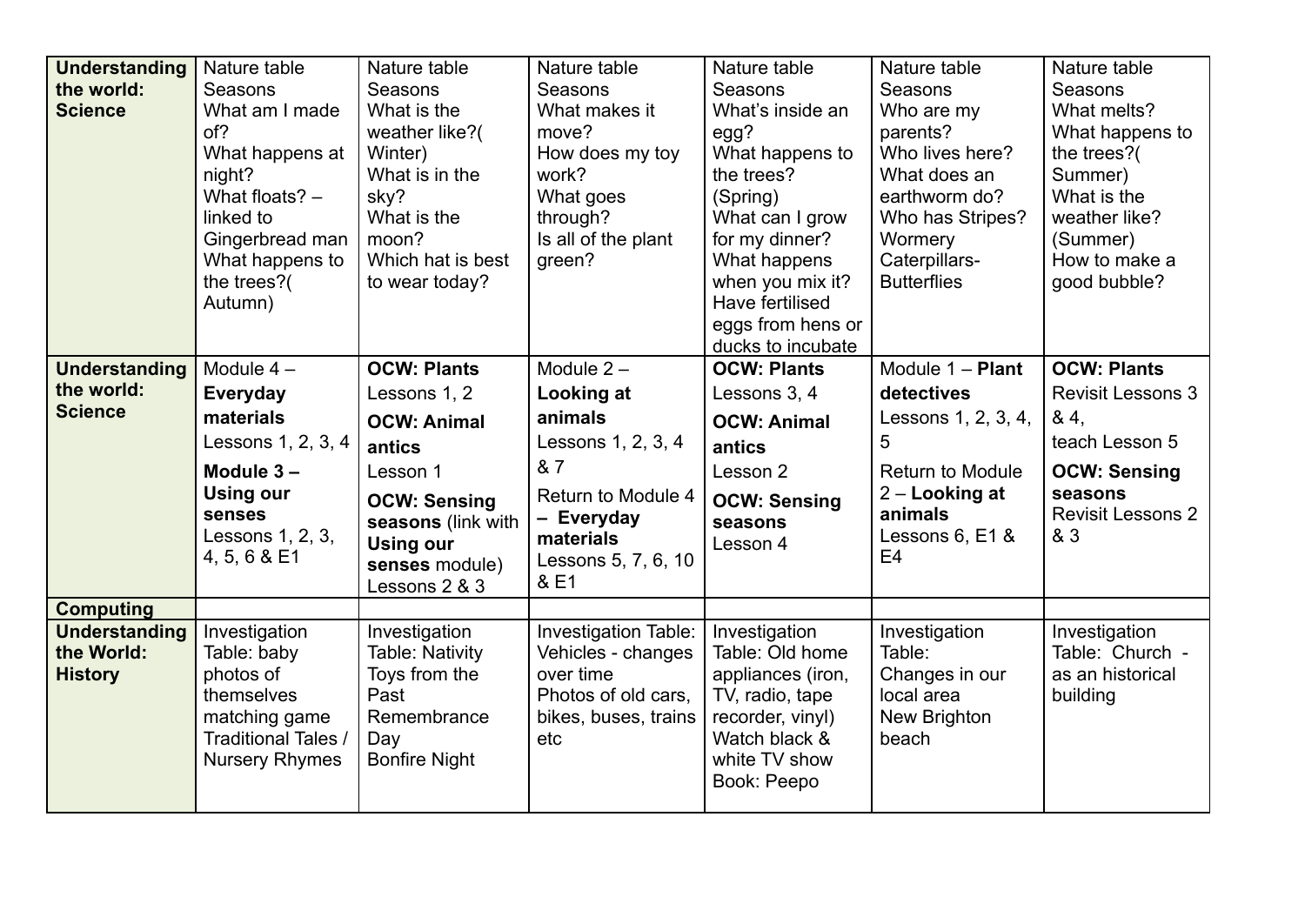| **Understanding the world: Science** | Nature table<br>Seasons<br>What am I made of?<br>What happens at night?<br>What floats? – linked to Gingerbread man<br>What happens to the trees?( Autumn) | Nature table<br>Seasons<br>What is the weather like?( Winter)<br>What is in the sky?<br>What is the moon?<br>Which hat is best to wear today? | Nature table<br>Seasons<br>What makes it move?<br>How does my toy work?<br>What goes through?<br>Is all of the plant green? | Nature table<br>Seasons<br>What's inside an egg?<br>What happens to the trees? (Spring)<br>What can I grow for my dinner?<br>What happens when you mix it?<br>Have fertilised eggs from hens or ducks to incubate | Nature table<br>Seasons<br>Who are my parents?<br>Who lives here?<br>What does an earthworm do?<br>Who has Stripes?<br>Wormery<br>Caterpillars- Butterflies | Nature table<br>Seasons<br>What melts?<br>What happens to the trees?( Summer)<br>What is the weather like? (Summer)<br>How to make a good bubble? |
|---|---|---|---|---|---|---|
| **Understanding the world: Science** | Module 4 – **Everyday materials**<br>Lessons 1, 2, 3, 4<br>**Module 3 – Using our senses**<br>Lessons 1, 2, 3, 4, 5, 6 & E1 | **OCW: Plants**<br>Lessons 1, 2<br>**OCW: Animal antics**<br>Lesson 1<br>**OCW: Sensing seasons** (link with **Using our senses** module)<br>Lessons 2 & 3 | Module 2 – **Looking at animals**<br>Lessons 1, 2, 3, 4 & 7<br>Return to Module 4 – **Everyday materials**<br>Lessons 5, 7, 6, 10 & E1 | **OCW: Plants**<br>Lessons 3, 4<br>**OCW: Animal antics**<br>Lesson 2<br>**OCW: Sensing seasons**<br>Lesson 4 | Module 1 – **Plant detectives**<br>Lessons 1, 2, 3, 4, 5<br>Return to Module 2 – **Looking at animals**<br>Lessons 6, E1 & E4 | **OCW: Plants**<br>Revisit Lessons 3 & 4,<br>teach Lesson 5<br>**OCW: Sensing seasons**<br>Revisit Lessons 2 & 3 |
| **Computing** | | | | | | |
| **Understanding the World: History** | Investigation Table: baby photos of themselves matching game<br>Traditional Tales / Nursery Rhymes | Investigation Table: Nativity<br>Toys from the Past<br>Remembrance Day<br>Bonfire Night | Investigation Table: Vehicles - changes over time<br>Photos of old cars, bikes, buses, trains etc | Investigation Table: Old home appliances (iron, TV, radio, tape recorder, vinyl)<br>Watch black & white TV show<br>Book: Peepo | Investigation Table:<br>Changes in our local area<br>New Brighton beach | Investigation Table: Church - as an historical building |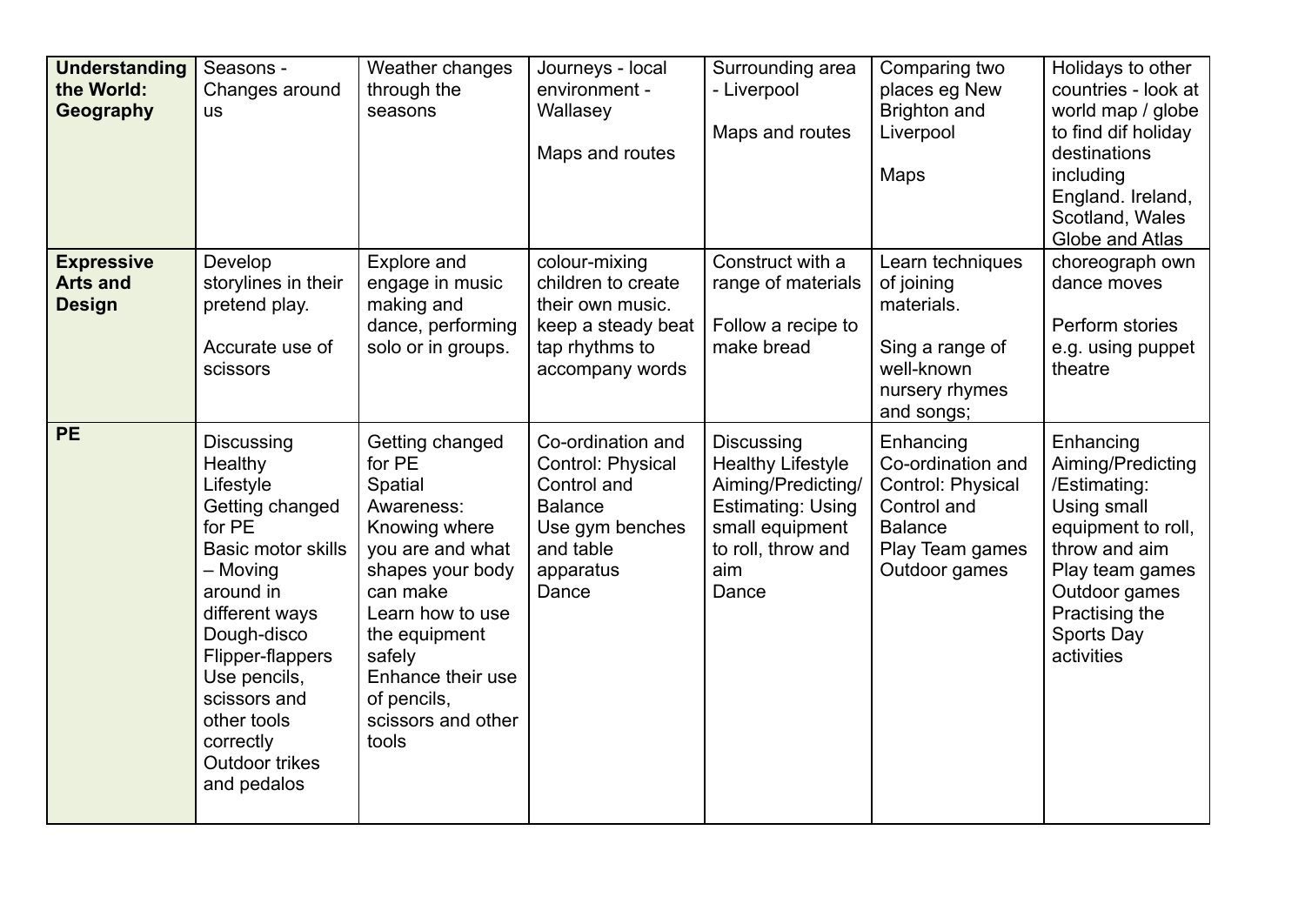| Understanding the World: Geography | Seasons - Changes around us | Weather changes through the seasons | Journeys - local environment - Wallasey<br><br>Maps and routes | Surrounding area - Liverpool<br><br>Maps and routes | Comparing two places eg New Brighton and Liverpool<br><br>Maps | Holidays to other countries - look at world map / globe to find dif holiday destinations including England. Ireland, Scotland, Wales Globe and Atlas |
|---|---|---|---|---|---|---|
| **Expressive Arts and Design** | Develop storylines in their pretend play.<br><br>Accurate use of scissors | Explore and engage in music making and dance, performing solo or in groups. | colour-mixing children to create their own music. keep a steady beat tap rhythms to accompany words | Construct with a range of materials<br><br>Follow a recipe to make bread | Learn techniques of joining materials.<br><br>Sing a range of well-known nursery rhymes and songs; | choreograph own dance moves<br><br>Perform stories e.g. using puppet theatre |
| **PE** | Discussing Healthy Lifestyle<br>Getting changed for PE<br>Basic motor skills – Moving around in different ways<br>Dough-disco<br>Flipper-flappers<br>Use pencils, scissors and other tools correctly<br>Outdoor trikes and pedalos | Getting changed for PE<br>Spatial Awareness: Knowing where you are and what shapes your body can make<br>Learn how to use the equipment safely<br>Enhance their use of pencils, scissors and other tools | Co-ordination and Control: Physical Control and Balance<br>Use gym benches and table apparatus<br>Dance | Discussing Healthy Lifestyle<br>Aiming/Predicting/ Estimating: Using small equipment to roll, throw and aim<br>Dance | Enhancing Co-ordination and Control: Physical Control and Balance<br>Play Team games<br>Outdoor games | Enhancing Aiming/Predicting /Estimating: Using small equipment to roll, throw and aim<br>Play team games<br>Outdoor games<br>Practising the Sports Day activities |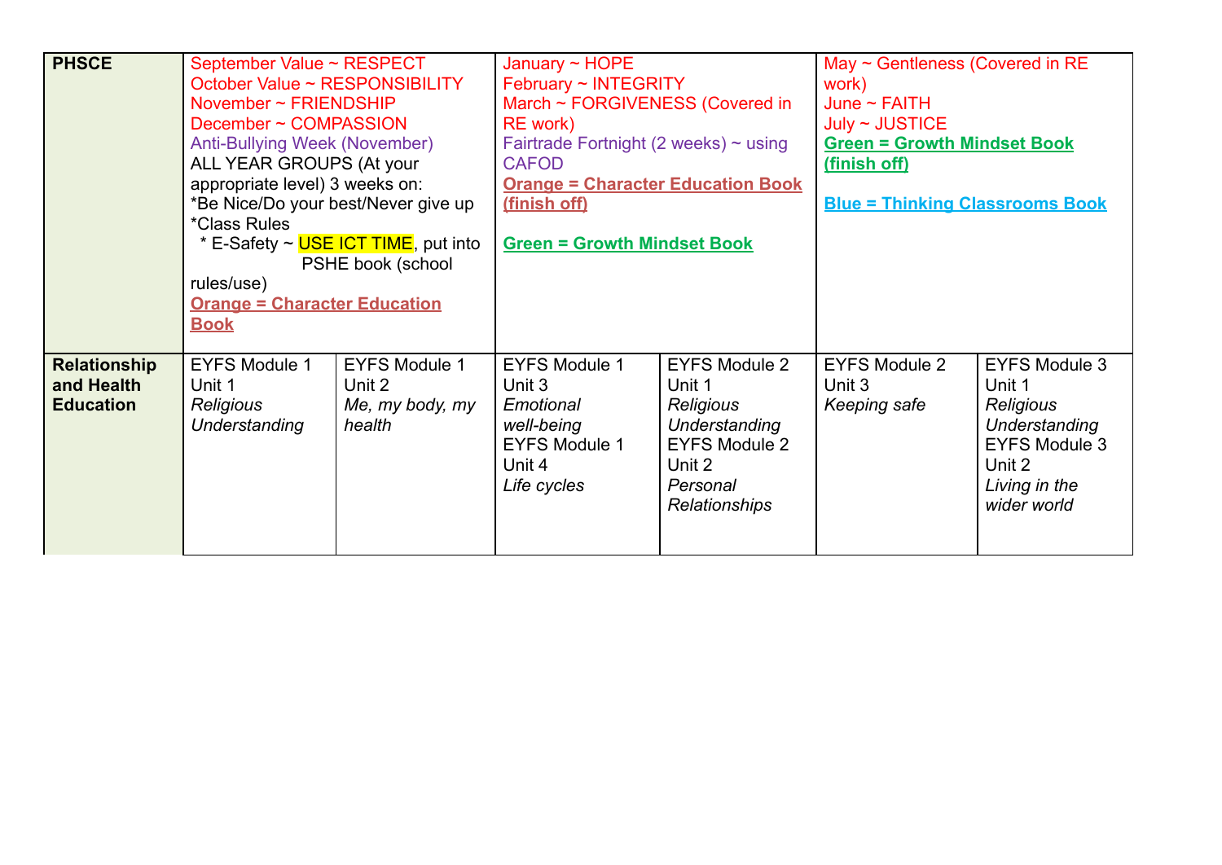| | | | | | | |
|---|---|---|---|---|---|---|
| **PHSCE** | September Value ~ RESPECT<br>October Value ~ RESPONSIBILITY<br>November ~ FRIENDSHIP<br>December ~ COMPASSION<br>Anti-Bullying Week (November)<br>ALL YEAR GROUPS (At your appropriate level) 3 weeks on:<br>*Be Nice/Do your best/Never give up<br>*Class Rules<br>* E-Safety ~ USE ICT TIME, put into PSHE book (school rules/use)<br>**Orange = Character Education Book** | | January ~ HOPE<br>February ~ INTEGRITY<br>March ~ FORGIVENESS (Covered in RE work)<br>Fairtrade Fortnight (2 weeks) ~ using CAFOD<br>**Orange = Character Education Book (finish off)**<br><br>**Green = Growth Mindset Book** | | May ~ Gentleness (Covered in RE work)<br>June ~ FAITH<br>July ~ JUSTICE<br>**Green = Growth Mindset Book (finish off)**<br><br>**Blue = Thinking Classrooms Book** | |
| **Relationship and Health Education** | EYFS Module 1<br>Unit 1<br>*Religious Understanding* | EYFS Module 1<br>Unit 2<br>*Me, my body, my health* | EYFS Module 1<br>Unit 3<br>*Emotional well-being*<br>EYFS Module 1<br>Unit 4<br>*Life cycles* | EYFS Module 2<br>Unit 1<br>*Religious Understanding*<br>EYFS Module 2<br>Unit 2<br>*Personal Relationships* | EYFS Module 2<br>Unit 3<br>*Keeping safe* | EYFS Module 3<br>Unit 1<br>*Religious Understanding*<br>EYFS Module 3<br>Unit 2<br>*Living in the wider world* |